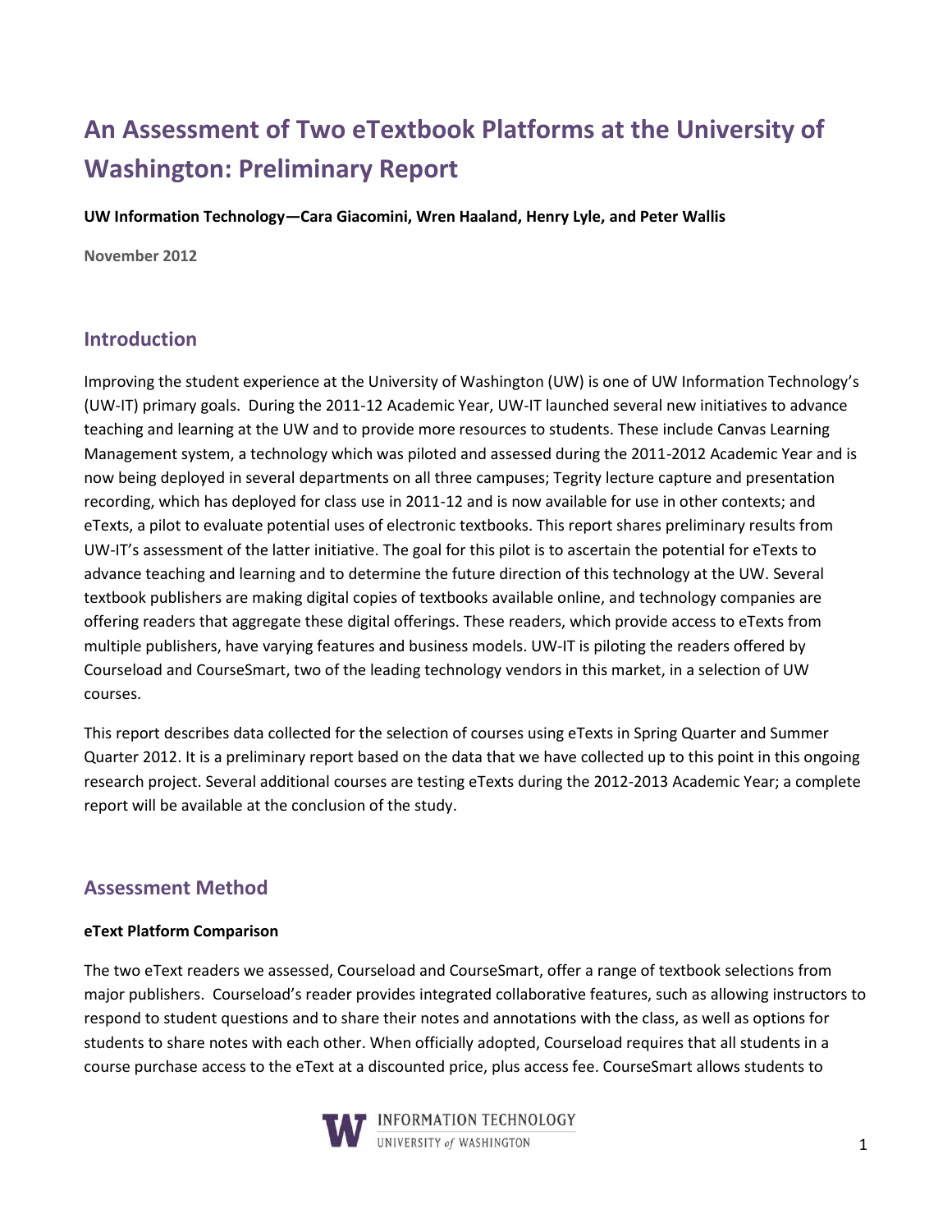# An Assessment of Two eTextbook Platforms at the University of Washington: Preliminary Report

**UW Information Technology—Cara Giacomini, Wren Haaland, Henry Lyle, and Peter Wallis**

**November 2012**

## Introduction

Improving the student experience at the University of Washington (UW) is one of UW Information Technology's (UW-IT) primary goals. During the 2011-12 Academic Year, UW-IT launched several new initiatives to advance teaching and learning at the UW and to provide more resources to students. These include Canvas Learning Management system, a technology which was piloted and assessed during the 2011-2012 Academic Year and is now being deployed in several departments on all three campuses; Tegrity lecture capture and presentation recording, which has deployed for class use in 2011-12 and is now available for use in other contexts; and eTexts, a pilot to evaluate potential uses of electronic textbooks. This report shares preliminary results from UW-IT's assessment of the latter initiative. The goal for this pilot is to ascertain the potential for eTexts to advance teaching and learning and to determine the future direction of this technology at the UW. Several textbook publishers are making digital copies of textbooks available online, and technology companies are offering readers that aggregate these digital offerings. These readers, which provide access to eTexts from multiple publishers, have varying features and business models. UW-IT is piloting the readers offered by Courseload and CourseSmart, two of the leading technology vendors in this market, in a selection of UW courses.

This report describes data collected for the selection of courses using eTexts in Spring Quarter and Summer Quarter 2012. It is a preliminary report based on the data that we have collected up to this point in this ongoing research project. Several additional courses are testing eTexts during the 2012-2013 Academic Year; a complete report will be available at the conclusion of the study.

## Assessment Method

### eText Platform Comparison

The two eText readers we assessed, Courseload and CourseSmart, offer a range of textbook selections from major publishers. Courseload's reader provides integrated collaborative features, such as allowing instructors to respond to student questions and to share their notes and annotations with the class, as well as options for students to share notes with each other. When officially adopted, Courseload requires that all students in a course purchase access to the eText at a discounted price, plus access fee. CourseSmart allows students to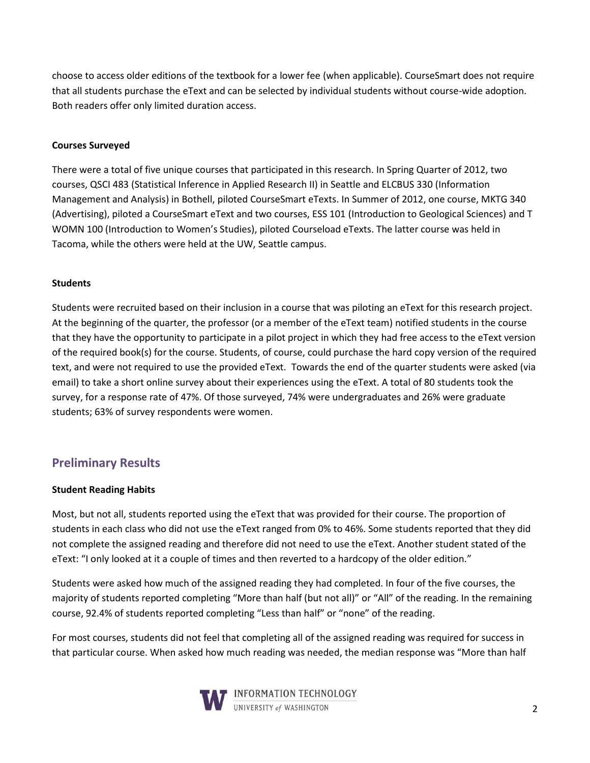choose to access older editions of the textbook for a lower fee (when applicable). CourseSmart does not require that all students purchase the eText and can be selected by individual students without course-wide adoption. Both readers offer only limited duration access.

**Courses Surveyed**

There were a total of five unique courses that participated in this research. In Spring Quarter of 2012, two courses, QSCI 483 (Statistical Inference in Applied Research II) in Seattle and ELCBUS 330 (Information Management and Analysis) in Bothell, piloted CourseSmart eTexts. In Summer of 2012, one course, MKTG 340 (Advertising), piloted a CourseSmart eText and two courses, ESS 101 (Introduction to Geological Sciences) and T WOMN 100 (Introduction to Women's Studies), piloted Courseload eTexts. The latter course was held in Tacoma, while the others were held at the UW, Seattle campus.

**Students**

Students were recruited based on their inclusion in a course that was piloting an eText for this research project. At the beginning of the quarter, the professor (or a member of the eText team) notified students in the course that they have the opportunity to participate in a pilot project in which they had free access to the eText version of the required book(s) for the course. Students, of course, could purchase the hard copy version of the required text, and were not required to use the provided eText. Towards the end of the quarter students were asked (via email) to take a short online survey about their experiences using the eText. A total of 80 students took the survey, for a response rate of 47%. Of those surveyed, 74% were undergraduates and 26% were graduate students; 63% of survey respondents were women.

## Preliminary Results

**Student Reading Habits**

Most, but not all, students reported using the eText that was provided for their course. The proportion of students in each class who did not use the eText ranged from 0% to 46%. Some students reported that they did not complete the assigned reading and therefore did not need to use the eText. Another student stated of the eText: "I only looked at it a couple of times and then reverted to a hardcopy of the older edition."

Students were asked how much of the assigned reading they had completed. In four of the five courses, the majority of students reported completing "More than half (but not all)" or "All" of the reading. In the remaining course, 92.4% of students reported completing "Less than half" or "none" of the reading.

For most courses, students did not feel that completing all of the assigned reading was required for success in that particular course. When asked how much reading was needed, the median response was "More than half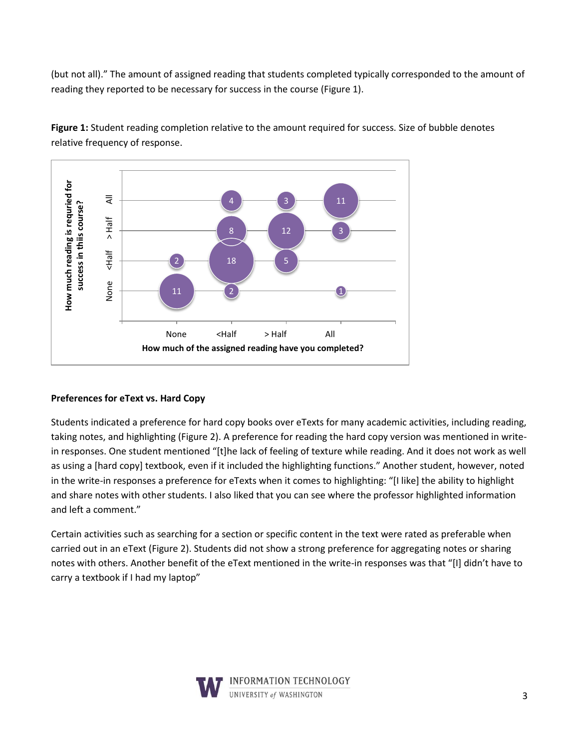(but not all)." The amount of assigned reading that students completed typically corresponded to the amount of reading they reported to be necessary for success in the course (Figure 1).

**Figure 1:** Student reading completion relative to the amount required for success. Size of bubble denotes relative frequency of response.

| How much reading is requried for success in thiis course? \ How much of the assigned reading have you completed? | None | <Half | > Half | All |
|---|---|---|---|---|
| All | | 4 | 3 | 11 |
| > Half | | 8 | 12 | 3 |
| <Half | 2 | 18 | 5 | |
| None | 11 | 2 | | 1 |

## Preferences for eText vs. Hard Copy

Students indicated a preference for hard copy books over eTexts for many academic activities, including reading, taking notes, and highlighting (Figure 2). A preference for reading the hard copy version was mentioned in write-in responses. One student mentioned "[t]he lack of feeling of texture while reading. And it does not work as well as using a [hard copy] textbook, even if it included the highlighting functions." Another student, however, noted in the write-in responses a preference for eTexts when it comes to highlighting: "[I like] the ability to highlight and share notes with other students. I also liked that you can see where the professor highlighted information and left a comment."

Certain activities such as searching for a section or specific content in the text were rated as preferable when carried out in an eText (Figure 2). Students did not show a strong preference for aggregating notes or sharing notes with others. Another benefit of the eText mentioned in the write-in responses was that "[I] didn't have to carry a textbook if I had my laptop"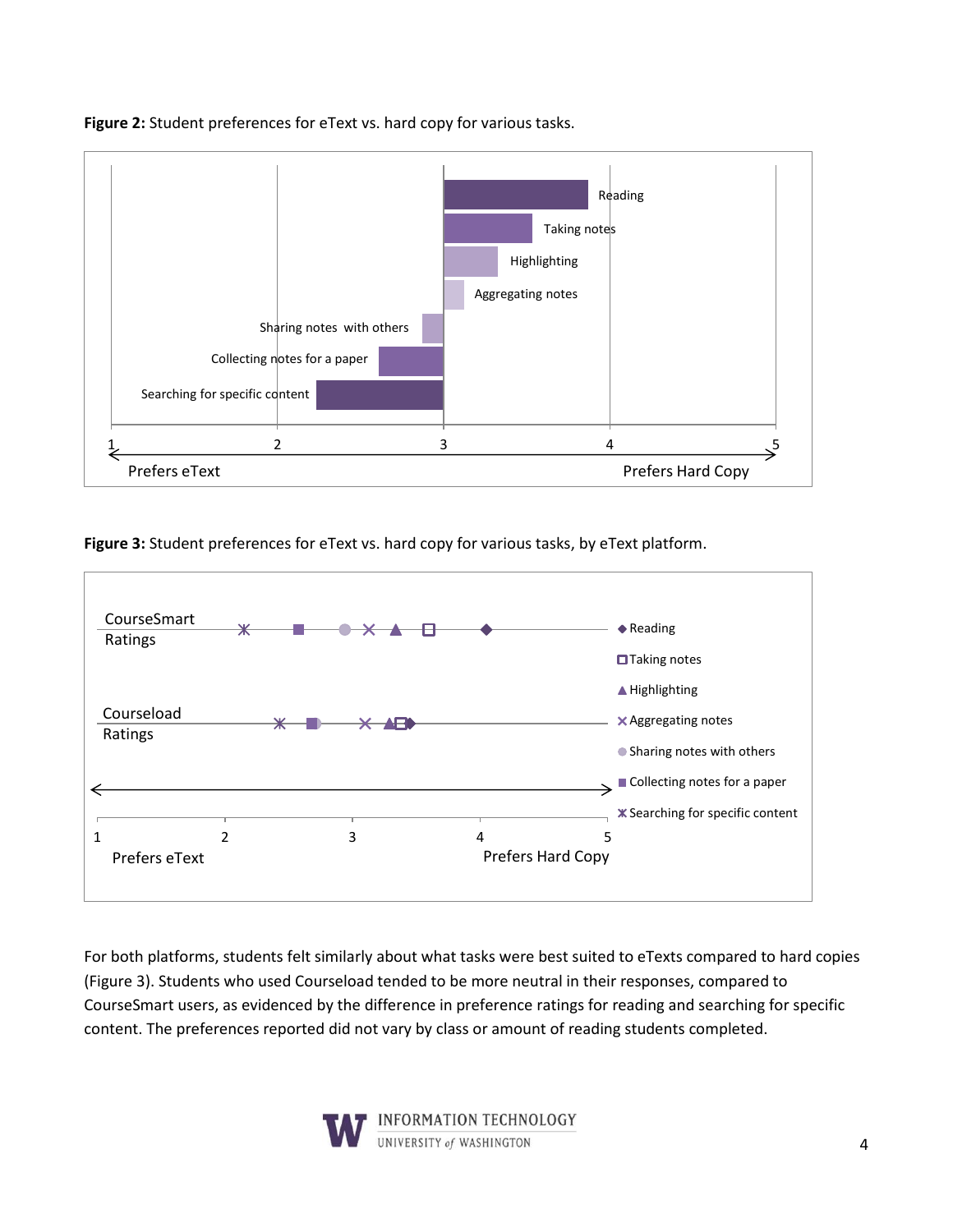**Figure 2:** Student preferences for eText vs. hard copy for various tasks.

**Figure 3:** Student preferences for eText vs. hard copy for various tasks, by eText platform.

For both platforms, students felt similarly about what tasks were best suited to eTexts compared to hard copies (Figure 3). Students who used Courseload tended to be more neutral in their responses, compared to CourseSmart users, as evidenced by the difference in preference ratings for reading and searching for specific content. The preferences reported did not vary by class or amount of reading students completed.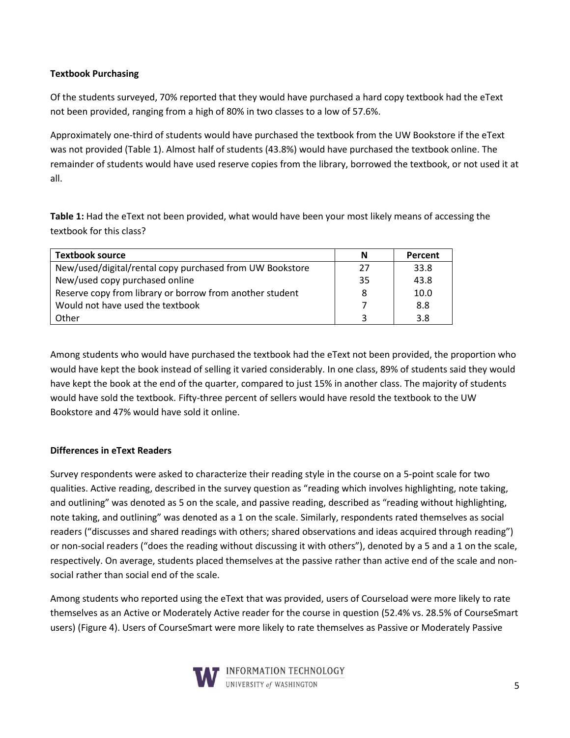**Textbook Purchasing**

Of the students surveyed, 70% reported that they would have purchased a hard copy textbook had the eText not been provided, ranging from a high of 80% in two classes to a low of 57.6%.

Approximately one-third of students would have purchased the textbook from the UW Bookstore if the eText was not provided (Table 1). Almost half of students (43.8%) would have purchased the textbook online. The remainder of students would have used reserve copies from the library, borrowed the textbook, or not used it at all.

**Table 1:** Had the eText not been provided, what would have been your most likely means of accessing the textbook for this class?

| Textbook source | N | Percent |
|---|---|---|
| New/used/digital/rental copy purchased from UW Bookstore | 27 | 33.8 |
| New/used copy purchased online | 35 | 43.8 |
| Reserve copy from library or borrow from another student | 8 | 10.0 |
| Would not have used the textbook | 7 | 8.8 |
| Other | 3 | 3.8 |

Among students who would have purchased the textbook had the eText not been provided, the proportion who would have kept the book instead of selling it varied considerably. In one class, 89% of students said they would have kept the book at the end of the quarter, compared to just 15% in another class. The majority of students would have sold the textbook. Fifty-three percent of sellers would have resold the textbook to the UW Bookstore and 47% would have sold it online.

**Differences in eText Readers**

Survey respondents were asked to characterize their reading style in the course on a 5-point scale for two qualities. Active reading, described in the survey question as "reading which involves highlighting, note taking, and outlining" was denoted as 5 on the scale, and passive reading, described as "reading without highlighting, note taking, and outlining" was denoted as a 1 on the scale. Similarly, respondents rated themselves as social readers ("discusses and shared readings with others; shared observations and ideas acquired through reading") or non-social readers ("does the reading without discussing it with others"), denoted by a 5 and a 1 on the scale, respectively. On average, students placed themselves at the passive rather than active end of the scale and non-social rather than social end of the scale.

Among students who reported using the eText that was provided, users of Courseload were more likely to rate themselves as an Active or Moderately Active reader for the course in question (52.4% vs. 28.5% of CourseSmart users) (Figure 4). Users of CourseSmart were more likely to rate themselves as Passive or Moderately Passive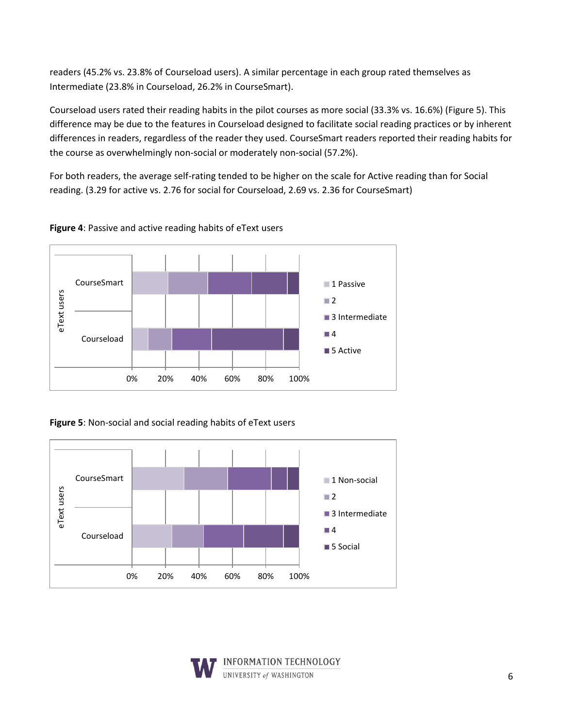readers (45.2% vs. 23.8% of Courseload users). A similar percentage in each group rated themselves as Intermediate (23.8% in Courseload, 26.2% in CourseSmart).

Courseload users rated their reading habits in the pilot courses as more social (33.3% vs. 16.6%) (Figure 5). This difference may be due to the features in Courseload designed to facilitate social reading practices or by inherent differences in readers, regardless of the reader they used. CourseSmart readers reported their reading habits for the course as overwhelmingly non-social or moderately non-social (57.2%).

For both readers, the average self-rating tended to be higher on the scale for Active reading than for Social reading. (3.29 for active vs. 2.76 for social for Courseload, 2.69 vs. 2.36 for CourseSmart)

**Figure 4**: Passive and active reading habits of eText users

**Figure 5**: Non-social and social reading habits of eText users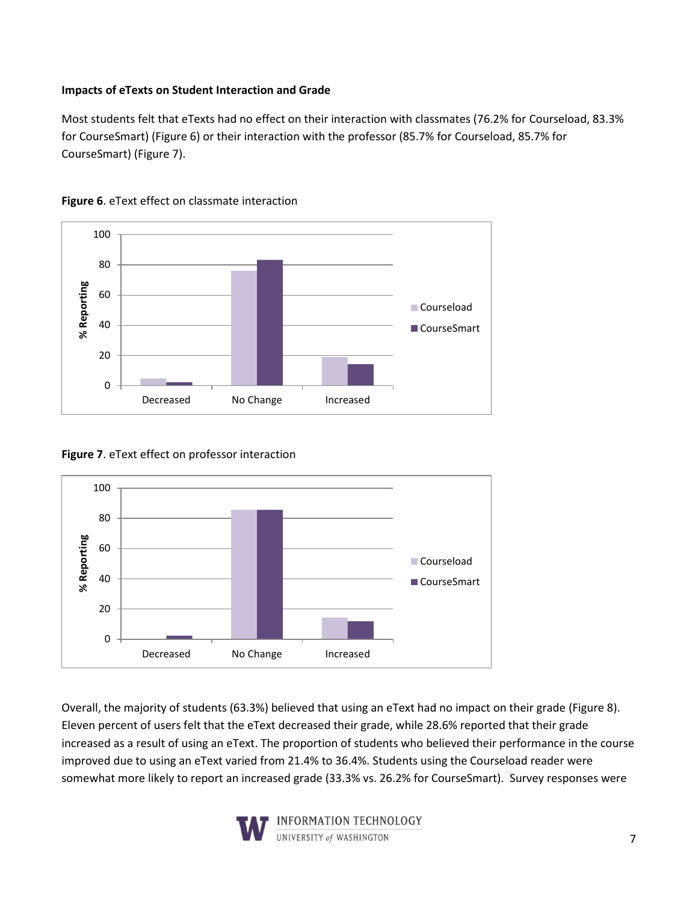**Impacts of eTexts on Student Interaction and Grade**

Most students felt that eTexts had no effect on their interaction with classmates (76.2% for Courseload, 83.3% for CourseSmart) (Figure 6) or their interaction with the professor (85.7% for Courseload, 85.7% for CourseSmart) (Figure 7).

**Figure 6**. eText effect on classmate interaction

**Figure 7**. eText effect on professor interaction

Overall, the majority of students (63.3%) believed that using an eText had no impact on their grade (Figure 8). Eleven percent of users felt that the eText decreased their grade, while 28.6% reported that their grade increased as a result of using an eText. The proportion of students who believed their performance in the course improved due to using an eText varied from 21.4% to 36.4%. Students using the Courseload reader were somewhat more likely to report an increased grade (33.3% vs. 26.2% for CourseSmart). Survey responses were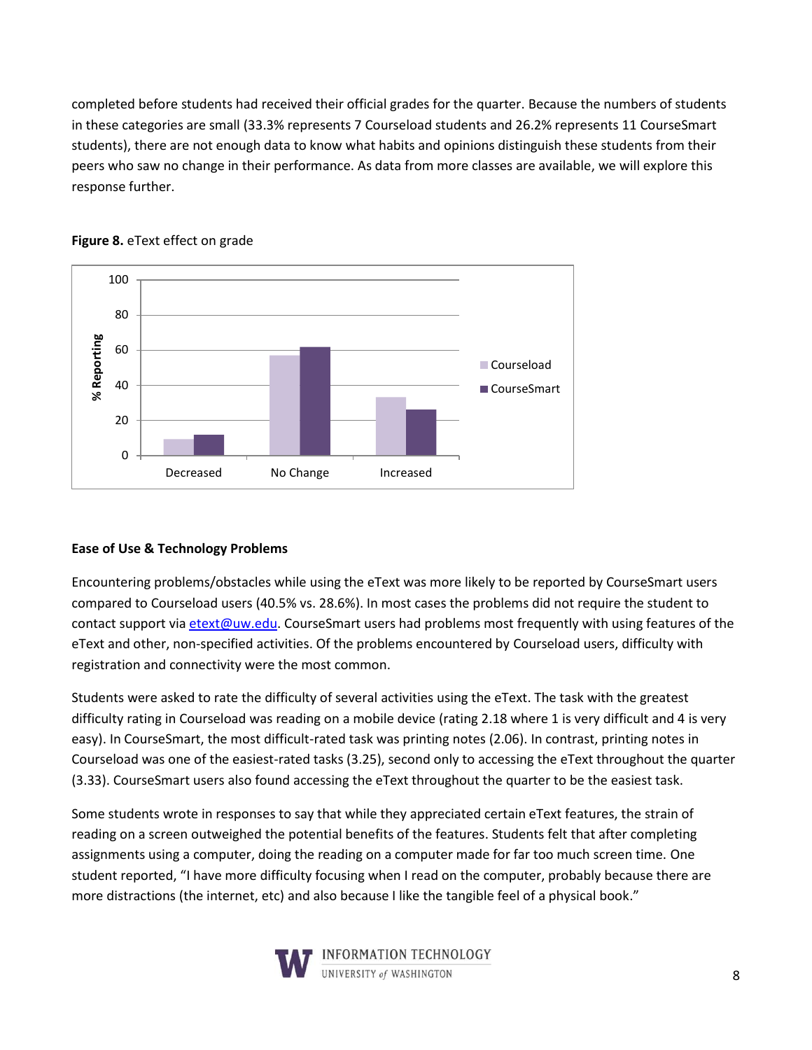completed before students had received their official grades for the quarter. Because the numbers of students in these categories are small (33.3% represents 7 Courseload students and 26.2% represents 11 CourseSmart students), there are not enough data to know what habits and opinions distinguish these students from their peers who saw no change in their performance. As data from more classes are available, we will explore this response further.

**Figure 8.** eText effect on grade

**Ease of Use & Technology Problems**

Encountering problems/obstacles while using the eText was more likely to be reported by CourseSmart users compared to Courseload users (40.5% vs. 28.6%). In most cases the problems did not require the student to contact support via etext@uw.edu. CourseSmart users had problems most frequently with using features of the eText and other, non-specified activities. Of the problems encountered by Courseload users, difficulty with registration and connectivity were the most common.

Students were asked to rate the difficulty of several activities using the eText. The task with the greatest difficulty rating in Courseload was reading on a mobile device (rating 2.18 where 1 is very difficult and 4 is very easy). In CourseSmart, the most difficult-rated task was printing notes (2.06). In contrast, printing notes in Courseload was one of the easiest-rated tasks (3.25), second only to accessing the eText throughout the quarter (3.33). CourseSmart users also found accessing the eText throughout the quarter to be the easiest task.

Some students wrote in responses to say that while they appreciated certain eText features, the strain of reading on a screen outweighed the potential benefits of the features. Students felt that after completing assignments using a computer, doing the reading on a computer made for far too much screen time. One student reported, "I have more difficulty focusing when I read on the computer, probably because there are more distractions (the internet, etc) and also because I like the tangible feel of a physical book."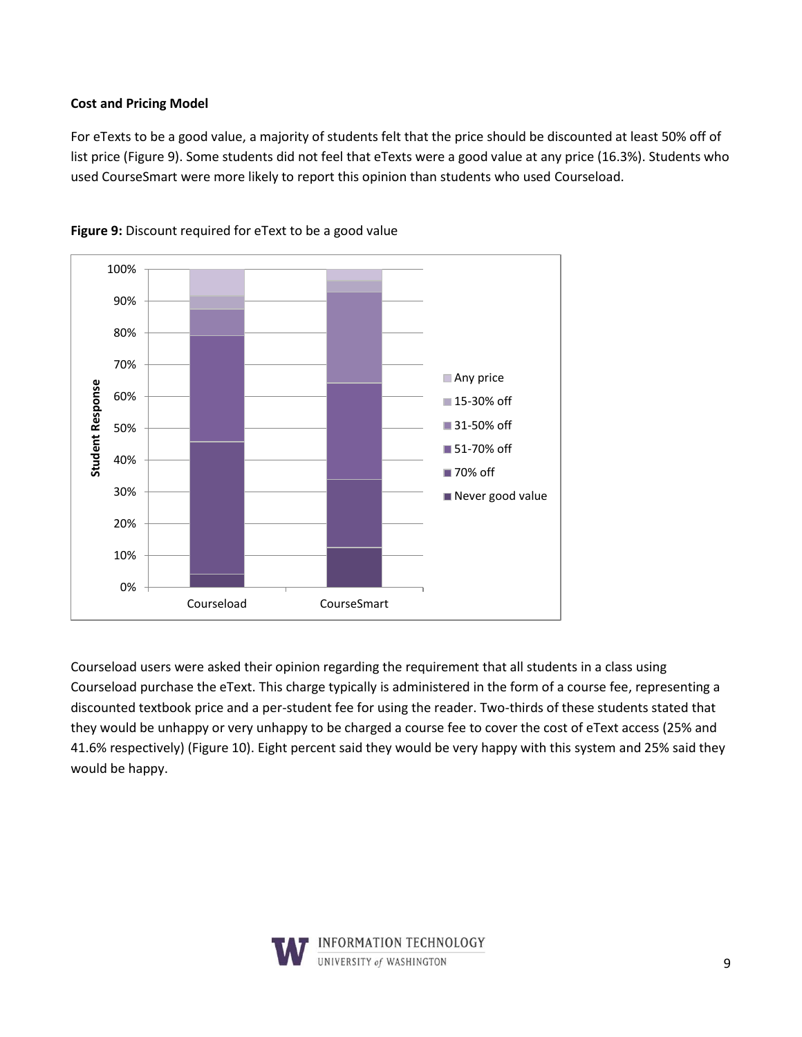**Cost and Pricing Model**

For eTexts to be a good value, a majority of students felt that the price should be discounted at least 50% off of list price (Figure 9). Some students did not feel that eTexts were a good value at any price (16.3%). Students who used CourseSmart were more likely to report this opinion than students who used Courseload.

**Figure 9:** Discount required for eText to be a good value

Courseload users were asked their opinion regarding the requirement that all students in a class using Courseload purchase the eText. This charge typically is administered in the form of a course fee, representing a discounted textbook price and a per-student fee for using the reader. Two-thirds of these students stated that they would be unhappy or very unhappy to be charged a course fee to cover the cost of eText access (25% and 41.6% respectively) (Figure 10). Eight percent said they would be very happy with this system and 25% said they would be happy.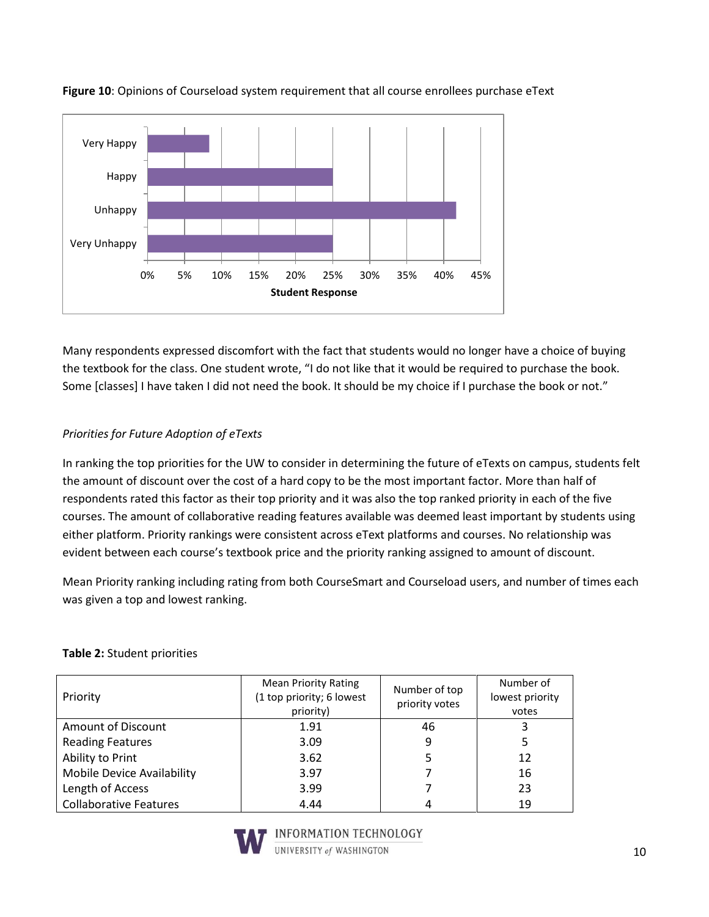**Figure 10**: Opinions of Courseload system requirement that all course enrollees purchase eText

Many respondents expressed discomfort with the fact that students would no longer have a choice of buying the textbook for the class. One student wrote, "I do not like that it would be required to purchase the book. Some [classes] I have taken I did not need the book. It should be my choice if I purchase the book or not."

*Priorities for Future Adoption of eTexts*

In ranking the top priorities for the UW to consider in determining the future of eTexts on campus, students felt the amount of discount over the cost of a hard copy to be the most important factor. More than half of respondents rated this factor as their top priority and it was also the top ranked priority in each of the five courses. The amount of collaborative reading features available was deemed least important by students using either platform. Priority rankings were consistent across eText platforms and courses. No relationship was evident between each course's textbook price and the priority ranking assigned to amount of discount.

Mean Priority ranking including rating from both CourseSmart and Courseload users, and number of times each was given a top and lowest ranking.

**Table 2:** Student priorities

| Priority | Mean Priority Rating (1 top priority; 6 lowest priority) | Number of top priority votes | Number of lowest priority votes |
|---|---|---|---|
| Amount of Discount | 1.91 | 46 | 3 |
| Reading Features | 3.09 | 9 | 5 |
| Ability to Print | 3.62 | 5 | 12 |
| Mobile Device Availability | 3.97 | 7 | 16 |
| Length of Access | 3.99 | 7 | 23 |
| Collaborative Features | 4.44 | 4 | 19 |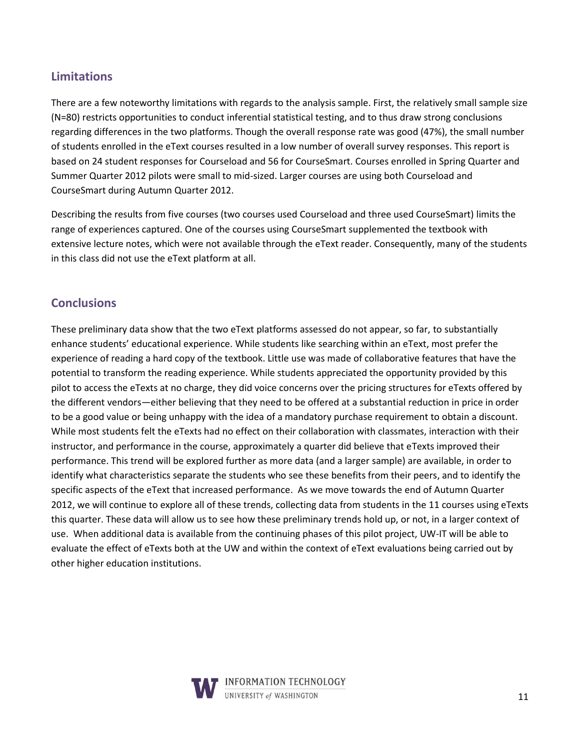## Limitations

There are a few noteworthy limitations with regards to the analysis sample. First, the relatively small sample size (N=80) restricts opportunities to conduct inferential statistical testing, and to thus draw strong conclusions regarding differences in the two platforms. Though the overall response rate was good (47%), the small number of students enrolled in the eText courses resulted in a low number of overall survey responses. This report is based on 24 student responses for Courseload and 56 for CourseSmart. Courses enrolled in Spring Quarter and Summer Quarter 2012 pilots were small to mid-sized. Larger courses are using both Courseload and CourseSmart during Autumn Quarter 2012.

Describing the results from five courses (two courses used Courseload and three used CourseSmart) limits the range of experiences captured. One of the courses using CourseSmart supplemented the textbook with extensive lecture notes, which were not available through the eText reader. Consequently, many of the students in this class did not use the eText platform at all.

## Conclusions

These preliminary data show that the two eText platforms assessed do not appear, so far, to substantially enhance students' educational experience. While students like searching within an eText, most prefer the experience of reading a hard copy of the textbook. Little use was made of collaborative features that have the potential to transform the reading experience. While students appreciated the opportunity provided by this pilot to access the eTexts at no charge, they did voice concerns over the pricing structures for eTexts offered by the different vendors—either believing that they need to be offered at a substantial reduction in price in order to be a good value or being unhappy with the idea of a mandatory purchase requirement to obtain a discount. While most students felt the eTexts had no effect on their collaboration with classmates, interaction with their instructor, and performance in the course, approximately a quarter did believe that eTexts improved their performance. This trend will be explored further as more data (and a larger sample) are available, in order to identify what characteristics separate the students who see these benefits from their peers, and to identify the specific aspects of the eText that increased performance. As we move towards the end of Autumn Quarter 2012, we will continue to explore all of these trends, collecting data from students in the 11 courses using eTexts this quarter. These data will allow us to see how these preliminary trends hold up, or not, in a larger context of use. When additional data is available from the continuing phases of this pilot project, UW-IT will be able to evaluate the effect of eTexts both at the UW and within the context of eText evaluations being carried out by other higher education institutions.